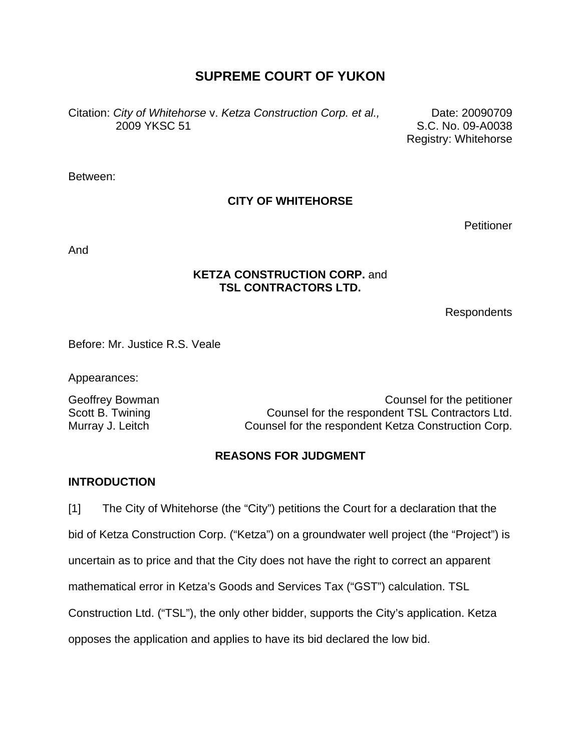# SUPREME COURT OF YUKON

Citation: *City of Whitehorse* v. *Ketza Construction Corp. et al.,* 2009 YKSC 51

Date: 20090709
S.C. No. 09-A0038
Registry: Whitehorse

Between:

**CITY OF WHITEHORSE**

Petitioner

And

**KETZA CONSTRUCTION CORP.** and **TSL CONTRACTORS LTD.**

Respondents

Before: Mr. Justice R.S. Veale

Appearances:

| | |
|---|---|
| Geoffrey Bowman | Counsel for the petitioner |
| Scott B. Twining | Counsel for the respondent TSL Contractors Ltd. |
| Murray J. Leitch | Counsel for the respondent Ketza Construction Corp. |

## REASONS FOR JUDGMENT

### INTRODUCTION

[1] The City of Whitehorse (the "City") petitions the Court for a declaration that the bid of Ketza Construction Corp. ("Ketza") on a groundwater well project (the "Project") is uncertain as to price and that the City does not have the right to correct an apparent mathematical error in Ketza's Goods and Services Tax ("GST") calculation. TSL Construction Ltd. ("TSL"), the only other bidder, supports the City's application. Ketza opposes the application and applies to have its bid declared the low bid.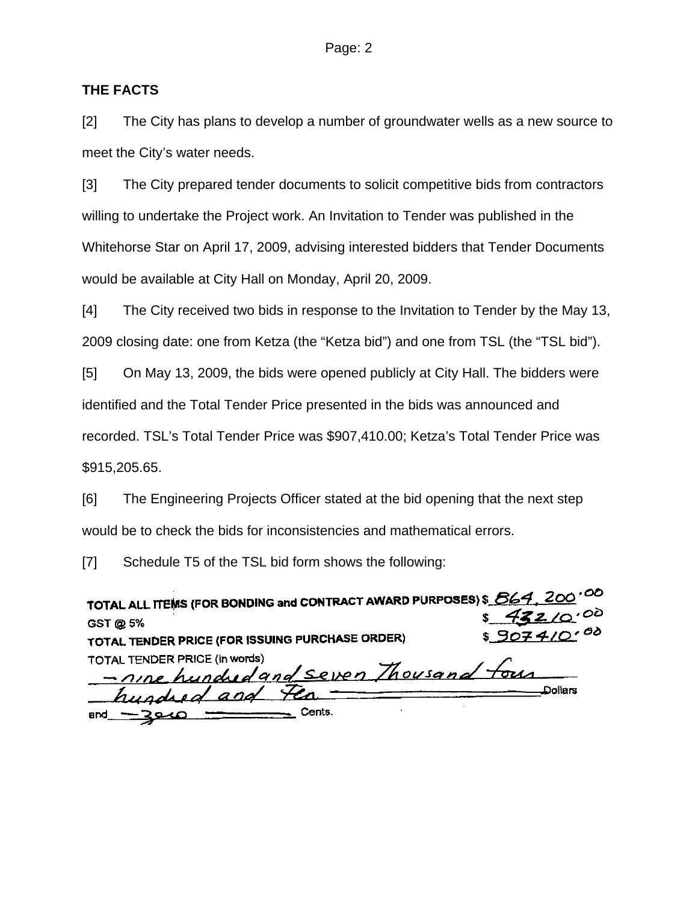## THE FACTS

[2] The City has plans to develop a number of groundwater wells as a new source to meet the City's water needs.

[3] The City prepared tender documents to solicit competitive bids from contractors willing to undertake the Project work. An Invitation to Tender was published in the Whitehorse Star on April 17, 2009, advising interested bidders that Tender Documents would be available at City Hall on Monday, April 20, 2009.

[4] The City received two bids in response to the Invitation to Tender by the May 13, 2009 closing date: one from Ketza (the "Ketza bid") and one from TSL (the "TSL bid").

[5] On May 13, 2009, the bids were opened publicly at City Hall. The bidders were identified and the Total Tender Price presented in the bids was announced and recorded. TSL's Total Tender Price was $907,410.00; Ketza's Total Tender Price was $915,205.65.

[6] The Engineering Projects Officer stated at the bid opening that the next step would be to check the bids for inconsistencies and mathematical errors.

[7] Schedule T5 of the TSL bid form shows the following:

TOTAL ALL ITEMS (FOR BONDING and CONTRACT AWARD PURPOSES) $ 864, 200.00

GST @ 5% $ 43210.00

TOTAL TENDER PRICE (FOR ISSUING PURCHASE ORDER) $ 907410.00

TOTAL TENDER PRICE (in words)

– nine hundred and seven Thousand four hundred and Ten – Dollars

and – zero – Cents.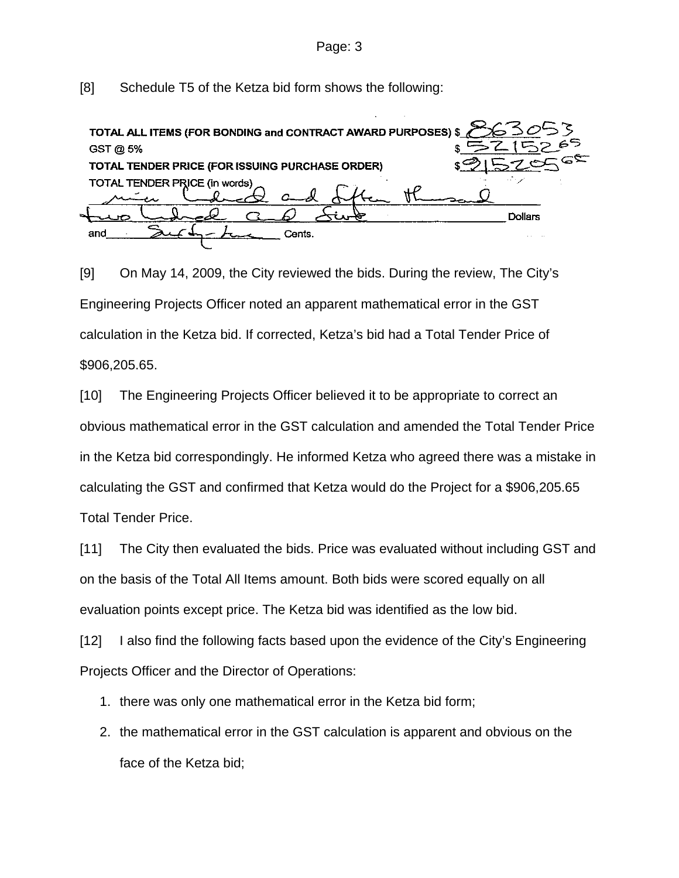[8] Schedule T5 of the Ketza bid form shows the following:

| | |
|---|---|
| **TOTAL ALL ITEMS (FOR BONDING and CONTRACT AWARD PURPOSES)** | $ 863053 |
| GST @ 5% | $ 52152[65] |
| **TOTAL TENDER PRICE (FOR ISSUING PURCHASE ORDER)** | $ 915205[65] |

TOTAL TENDER PRICE (in words) nine hundred and fifteen thousand two hundred and five Dollars and Sixty-five Cents.

[9] On May 14, 2009, the City reviewed the bids. During the review, The City's Engineering Projects Officer noted an apparent mathematical error in the GST calculation in the Ketza bid. If corrected, Ketza's bid had a Total Tender Price of $906,205.65.

[10] The Engineering Projects Officer believed it to be appropriate to correct an obvious mathematical error in the GST calculation and amended the Total Tender Price in the Ketza bid correspondingly. He informed Ketza who agreed there was a mistake in calculating the GST and confirmed that Ketza would do the Project for a $906,205.65 Total Tender Price.

[11] The City then evaluated the bids. Price was evaluated without including GST and on the basis of the Total All Items amount. Both bids were scored equally on all evaluation points except price. The Ketza bid was identified as the low bid.

[12] I also find the following facts based upon the evidence of the City's Engineering Projects Officer and the Director of Operations:

1. there was only one mathematical error in the Ketza bid form;
2. the mathematical error in the GST calculation is apparent and obvious on the face of the Ketza bid;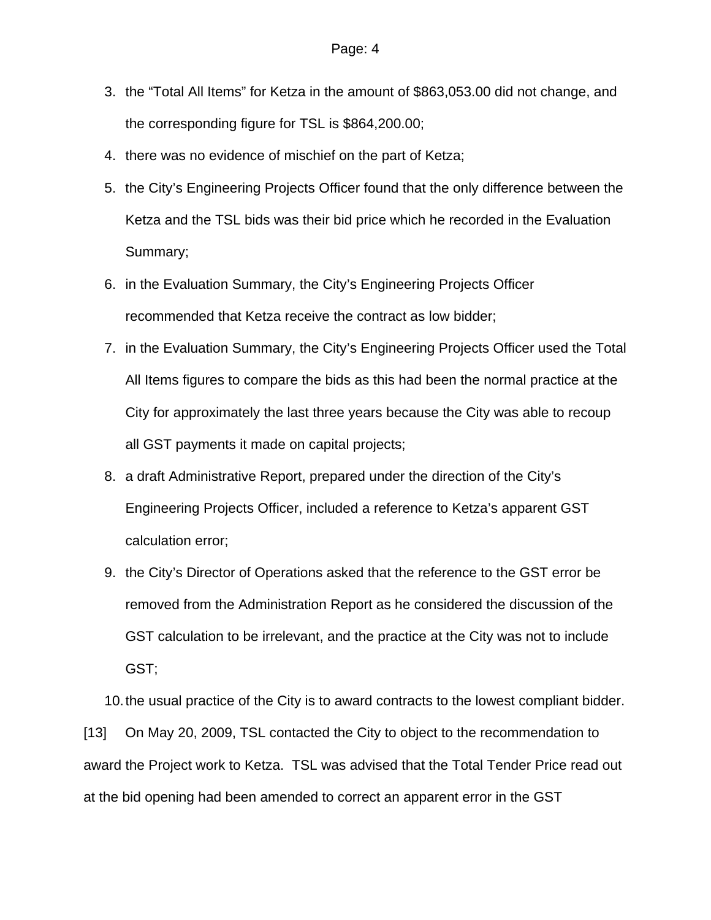3. the “Total All Items” for Ketza in the amount of $863,053.00 did not change, and the corresponding figure for TSL is $864,200.00;
4. there was no evidence of mischief on the part of Ketza;
5. the City’s Engineering Projects Officer found that the only difference between the Ketza and the TSL bids was their bid price which he recorded in the Evaluation Summary;
6. in the Evaluation Summary, the City’s Engineering Projects Officer recommended that Ketza receive the contract as low bidder;
7. in the Evaluation Summary, the City’s Engineering Projects Officer used the Total All Items figures to compare the bids as this had been the normal practice at the City for approximately the last three years because the City was able to recoup all GST payments it made on capital projects;
8. a draft Administrative Report, prepared under the direction of the City’s Engineering Projects Officer, included a reference to Ketza’s apparent GST calculation error;
9. the City’s Director of Operations asked that the reference to the GST error be removed from the Administration Report as he considered the discussion of the GST calculation to be irrelevant, and the practice at the City was not to include GST;
10. the usual practice of the City is to award contracts to the lowest compliant bidder.

[13] On May 20, 2009, TSL contacted the City to object to the recommendation to award the Project work to Ketza. TSL was advised that the Total Tender Price read out at the bid opening had been amended to correct an apparent error in the GST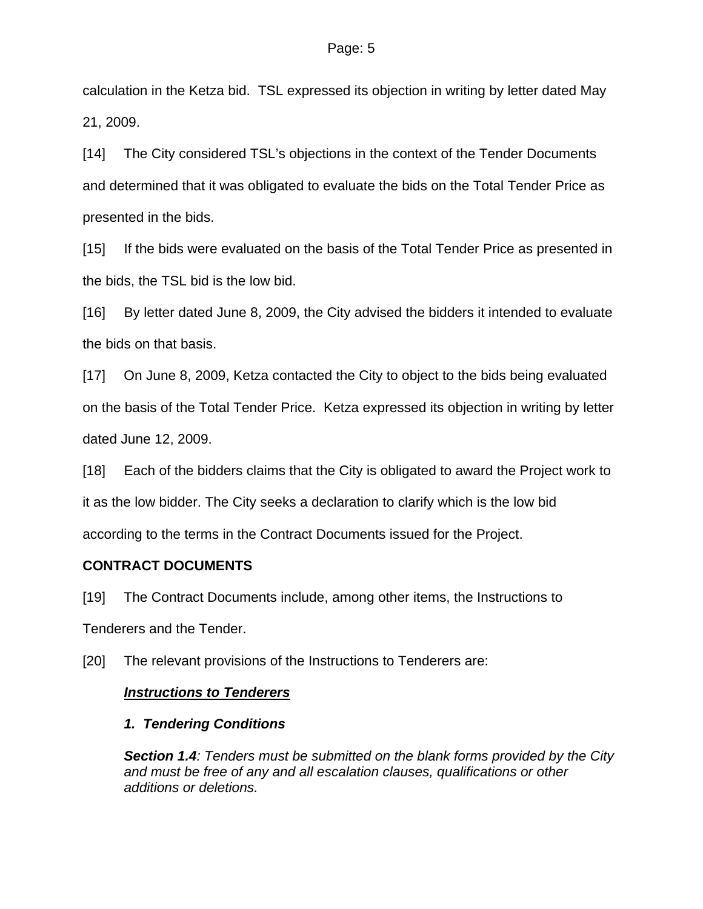calculation in the Ketza bid. TSL expressed its objection in writing by letter dated May 21, 2009.

[14] The City considered TSL's objections in the context of the Tender Documents and determined that it was obligated to evaluate the bids on the Total Tender Price as presented in the bids.

[15] If the bids were evaluated on the basis of the Total Tender Price as presented in the bids, the TSL bid is the low bid.

[16] By letter dated June 8, 2009, the City advised the bidders it intended to evaluate the bids on that basis.

[17] On June 8, 2009, Ketza contacted the City to object to the bids being evaluated on the basis of the Total Tender Price. Ketza expressed its objection in writing by letter dated June 12, 2009.

[18] Each of the bidders claims that the City is obligated to award the Project work to it as the low bidder. The City seeks a declaration to clarify which is the low bid according to the terms in the Contract Documents issued for the Project.

**CONTRACT DOCUMENTS**

[19] The Contract Documents include, among other items, the Instructions to Tenderers and the Tender.

[20] The relevant provisions of the Instructions to Tenderers are:

> ***Instructions to Tenderers***
>
> ***1. Tendering Conditions***
>
> ***Section 1.4****: Tenders must be submitted on the blank forms provided by the City and must be free of any and all escalation clauses, qualifications or other additions or deletions.*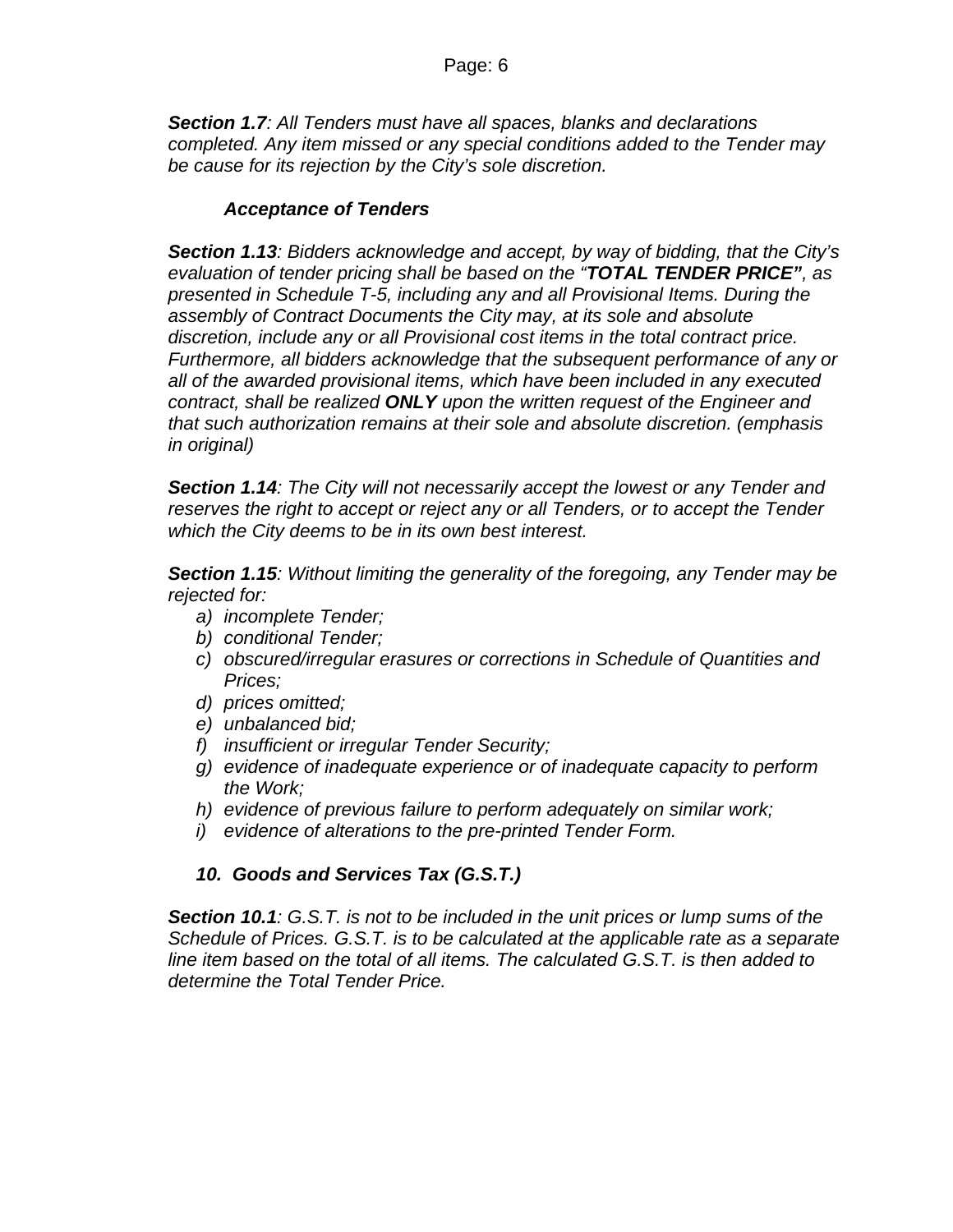***Section 1.7**: All Tenders must have all spaces, blanks and declarations completed. Any item missed or any special conditions added to the Tender may be cause for its rejection by the City's sole discretion.*

***Acceptance of Tenders***

***Section 1.13**: Bidders acknowledge and accept, by way of bidding, that the City's evaluation of tender pricing shall be based on the "**TOTAL TENDER PRICE"**, as presented in Schedule T-5, including any and all Provisional Items. During the assembly of Contract Documents the City may, at its sole and absolute discretion, include any or all Provisional cost items in the total contract price. Furthermore, all bidders acknowledge that the subsequent performance of any or all of the awarded provisional items, which have been included in any executed contract, shall be realized **ONLY** upon the written request of the Engineer and that such authorization remains at their sole and absolute discretion. (emphasis in original)*

***Section 1.14**: The City will not necessarily accept the lowest or any Tender and reserves the right to accept or reject any or all Tenders, or to accept the Tender which the City deems to be in its own best interest.*

***Section 1.15**: Without limiting the generality of the foregoing, any Tender may be rejected for:*

- *a) incomplete Tender;*
- *b) conditional Tender;*
- *c) obscured/irregular erasures or corrections in Schedule of Quantities and Prices;*
- *d) prices omitted;*
- *e) unbalanced bid;*
- *f) insufficient or irregular Tender Security;*
- *g) evidence of inadequate experience or of inadequate capacity to perform the Work;*
- *h) evidence of previous failure to perform adequately on similar work;*
- *i) evidence of alterations to the pre-printed Tender Form.*

***10. Goods and Services Tax (G.S.T.)***

***Section 10.1**: G.S.T. is not to be included in the unit prices or lump sums of the Schedule of Prices. G.S.T. is to be calculated at the applicable rate as a separate line item based on the total of all items. The calculated G.S.T. is then added to determine the Total Tender Price.*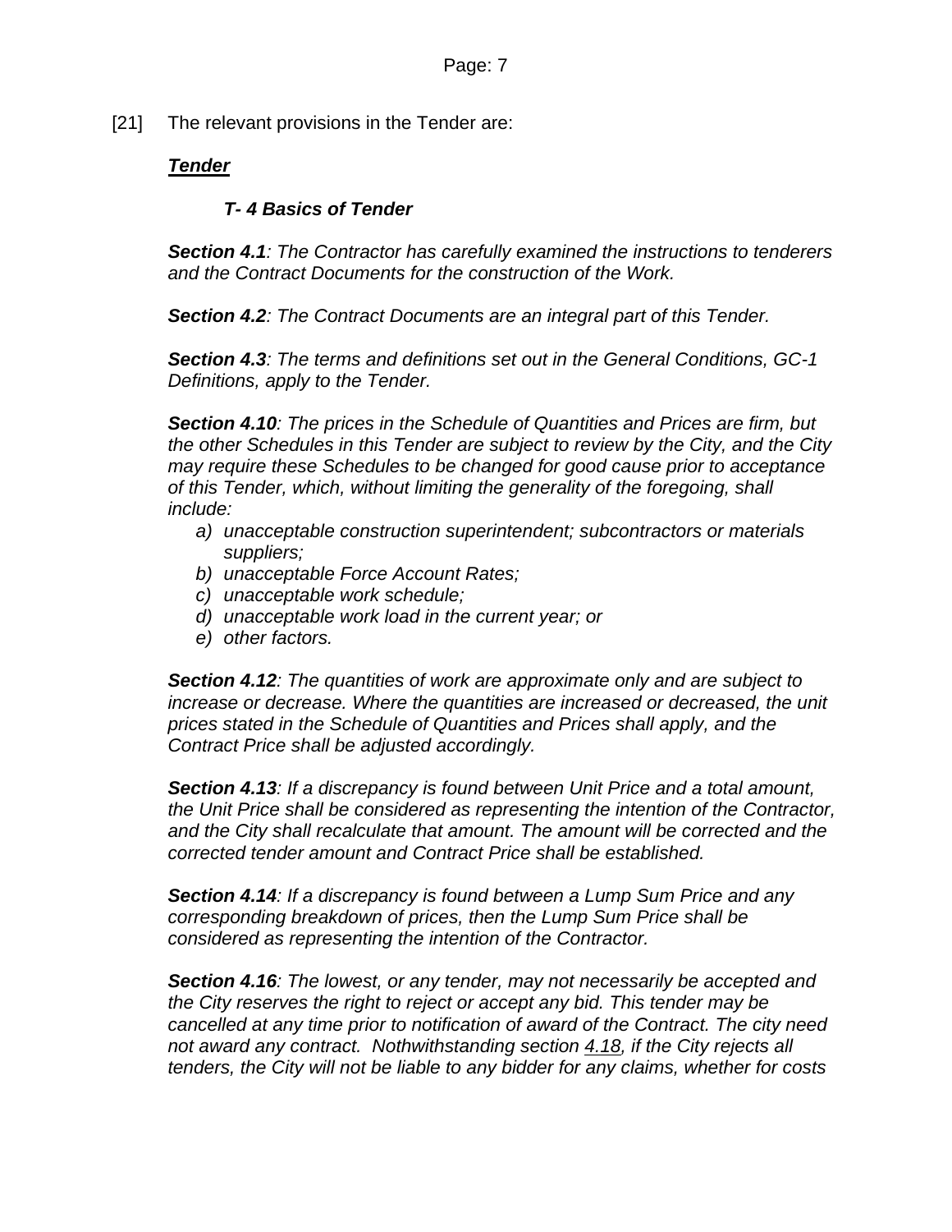[21] The relevant provisions in the Tender are:

***Tender***

***T- 4 Basics of Tender***

***Section 4.1****: The Contractor has carefully examined the instructions to tenderers and the Contract Documents for the construction of the Work.*

***Section 4.2****: The Contract Documents are an integral part of this Tender.*

***Section 4.3****: The terms and definitions set out in the General Conditions, GC-1 Definitions, apply to the Tender.*

***Section 4.10****: The prices in the Schedule of Quantities and Prices are firm, but the other Schedules in this Tender are subject to review by the City, and the City may require these Schedules to be changed for good cause prior to acceptance of this Tender, which, without limiting the generality of the foregoing, shall include:*

- *a) unacceptable construction superintendent; subcontractors or materials suppliers;*
- *b) unacceptable Force Account Rates;*
- *c) unacceptable work schedule;*
- *d) unacceptable work load in the current year; or*
- *e) other factors.*

***Section 4.12****: The quantities of work are approximate only and are subject to increase or decrease. Where the quantities are increased or decreased, the unit prices stated in the Schedule of Quantities and Prices shall apply, and the Contract Price shall be adjusted accordingly.*

***Section 4.13****: If a discrepancy is found between Unit Price and a total amount, the Unit Price shall be considered as representing the intention of the Contractor, and the City shall recalculate that amount. The amount will be corrected and the corrected tender amount and Contract Price shall be established.*

***Section 4.14****: If a discrepancy is found between a Lump Sum Price and any corresponding breakdown of prices, then the Lump Sum Price shall be considered as representing the intention of the Contractor.*

***Section 4.16****: The lowest, or any tender, may not necessarily be accepted and the City reserves the right to reject or accept any bid. This tender may be cancelled at any time prior to notification of award of the Contract. The city need not award any contract. Nothwithstanding section 4.18, if the City rejects all tenders, the City will not be liable to any bidder for any claims, whether for costs*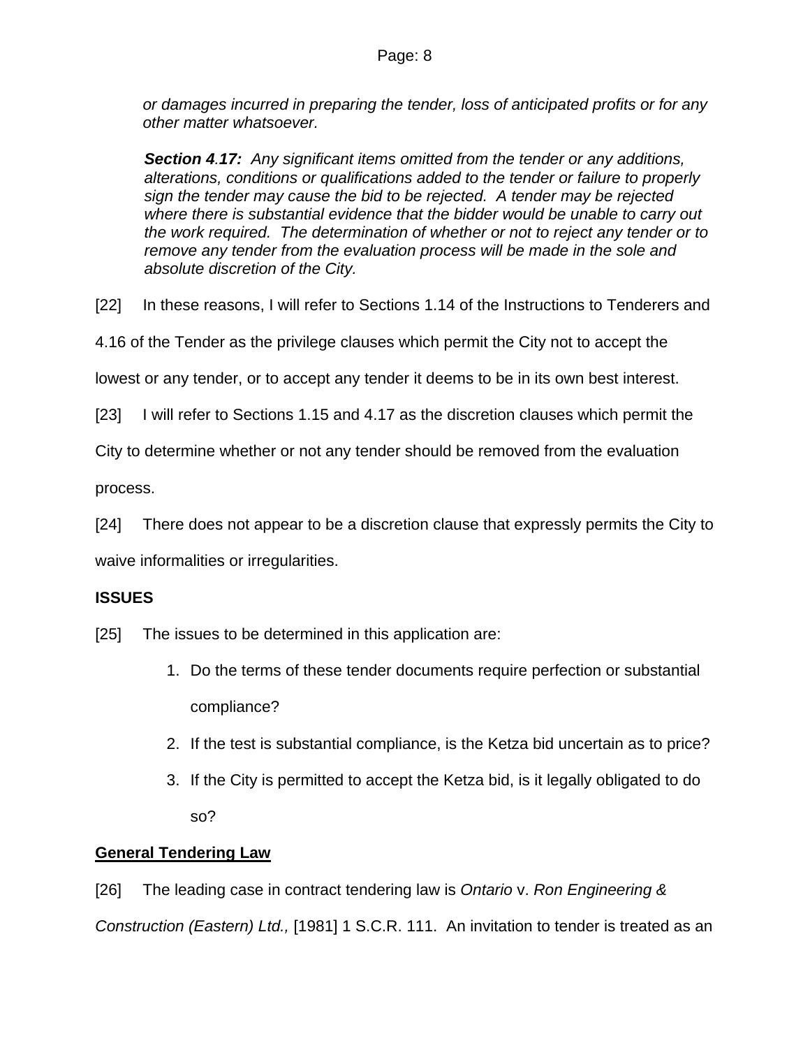*or damages incurred in preparing the tender, loss of anticipated profits or for any other matter whatsoever.*

> ***Section 4.17:*** *Any significant items omitted from the tender or any additions, alterations, conditions or qualifications added to the tender or failure to properly sign the tender may cause the bid to be rejected. A tender may be rejected where there is substantial evidence that the bidder would be unable to carry out the work required. The determination of whether or not to reject any tender or to remove any tender from the evaluation process will be made in the sole and absolute discretion of the City.*

[22] In these reasons, I will refer to Sections 1.14 of the Instructions to Tenderers and 4.16 of the Tender as the privilege clauses which permit the City not to accept the lowest or any tender, or to accept any tender it deems to be in its own best interest.

[23] I will refer to Sections 1.15 and 4.17 as the discretion clauses which permit the City to determine whether or not any tender should be removed from the evaluation process.

[24] There does not appear to be a discretion clause that expressly permits the City to waive informalities or irregularities.

**ISSUES**

[25] The issues to be determined in this application are:

1. Do the terms of these tender documents require perfection or substantial compliance?
2. If the test is substantial compliance, is the Ketza bid uncertain as to price?
3. If the City is permitted to accept the Ketza bid, is it legally obligated to do so?

**General Tendering Law**

[26] The leading case in contract tendering law is *Ontario* v. *Ron Engineering & Construction (Eastern) Ltd.,* [1981] 1 S.C.R. 111. An invitation to tender is treated as an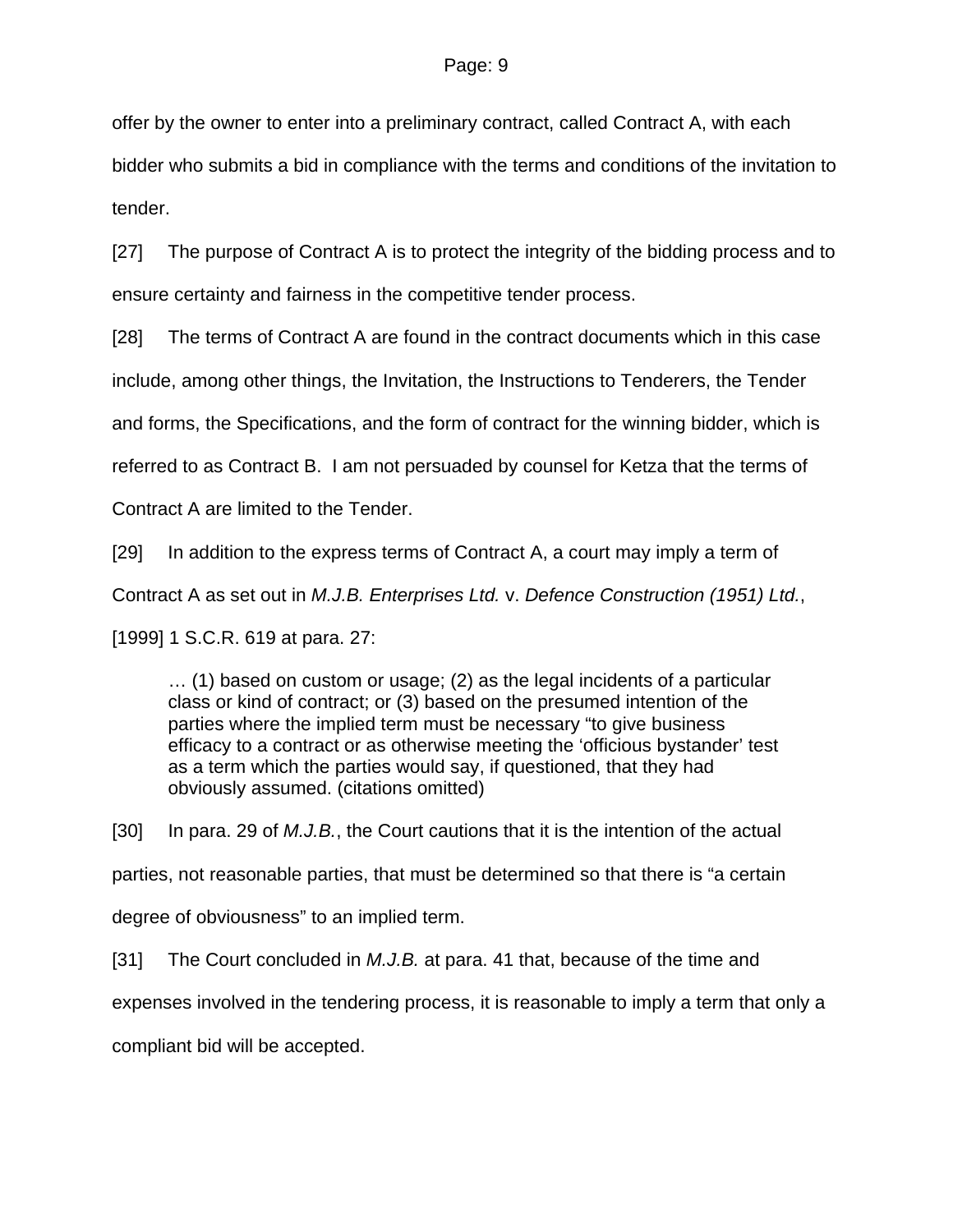offer by the owner to enter into a preliminary contract, called Contract A, with each bidder who submits a bid in compliance with the terms and conditions of the invitation to tender.

[27] The purpose of Contract A is to protect the integrity of the bidding process and to ensure certainty and fairness in the competitive tender process.

[28] The terms of Contract A are found in the contract documents which in this case include, among other things, the Invitation, the Instructions to Tenderers, the Tender and forms, the Specifications, and the form of contract for the winning bidder, which is referred to as Contract B. I am not persuaded by counsel for Ketza that the terms of Contract A are limited to the Tender.

[29] In addition to the express terms of Contract A, a court may imply a term of Contract A as set out in *M.J.B. Enterprises Ltd.* v. *Defence Construction (1951) Ltd.*, [1999] 1 S.C.R. 619 at para. 27:

> … (1) based on custom or usage; (2) as the legal incidents of a particular class or kind of contract; or (3) based on the presumed intention of the parties where the implied term must be necessary "to give business efficacy to a contract or as otherwise meeting the 'officious bystander' test as a term which the parties would say, if questioned, that they had obviously assumed. (citations omitted)

[30] In para. 29 of *M.J.B.*, the Court cautions that it is the intention of the actual parties, not reasonable parties, that must be determined so that there is "a certain degree of obviousness" to an implied term.

[31] The Court concluded in *M.J.B.* at para. 41 that, because of the time and expenses involved in the tendering process, it is reasonable to imply a term that only a compliant bid will be accepted.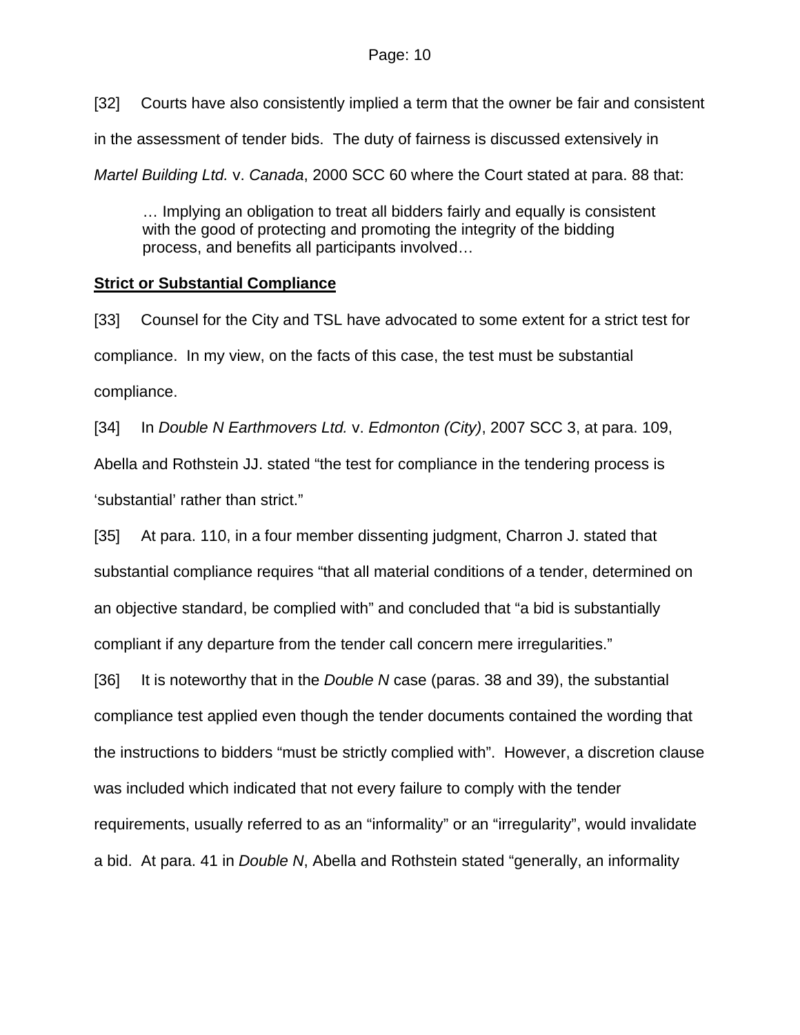[32] Courts have also consistently implied a term that the owner be fair and consistent in the assessment of tender bids. The duty of fairness is discussed extensively in *Martel Building Ltd.* v. *Canada*, 2000 SCC 60 where the Court stated at para. 88 that:

> … Implying an obligation to treat all bidders fairly and equally is consistent with the good of protecting and promoting the integrity of the bidding process, and benefits all participants involved…

**Strict or Substantial Compliance**

[33] Counsel for the City and TSL have advocated to some extent for a strict test for compliance. In my view, on the facts of this case, the test must be substantial compliance.

[34] In *Double N Earthmovers Ltd.* v. *Edmonton (City)*, 2007 SCC 3, at para. 109, Abella and Rothstein JJ. stated "the test for compliance in the tendering process is 'substantial' rather than strict."

[35] At para. 110, in a four member dissenting judgment, Charron J. stated that substantial compliance requires "that all material conditions of a tender, determined on an objective standard, be complied with" and concluded that "a bid is substantially compliant if any departure from the tender call concern mere irregularities."

[36] It is noteworthy that in the *Double N* case (paras. 38 and 39), the substantial compliance test applied even though the tender documents contained the wording that the instructions to bidders "must be strictly complied with". However, a discretion clause was included which indicated that not every failure to comply with the tender requirements, usually referred to as an "informality" or an "irregularity", would invalidate a bid. At para. 41 in *Double N*, Abella and Rothstein stated "generally, an informality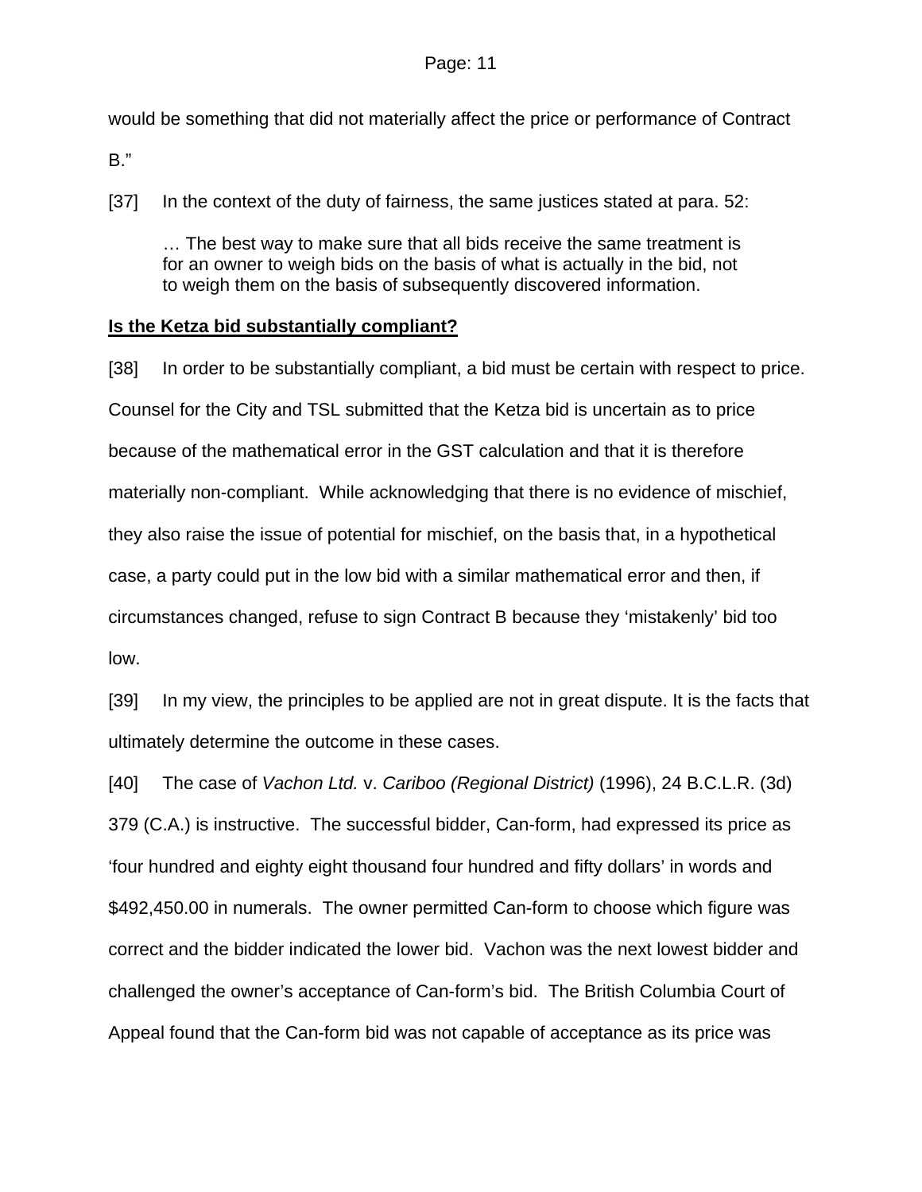would be something that did not materially affect the price or performance of Contract B."

[37] In the context of the duty of fairness, the same justices stated at para. 52:

> … The best way to make sure that all bids receive the same treatment is for an owner to weigh bids on the basis of what is actually in the bid, not to weigh them on the basis of subsequently discovered information.

**Is the Ketza bid substantially compliant?**

[38] In order to be substantially compliant, a bid must be certain with respect to price. Counsel for the City and TSL submitted that the Ketza bid is uncertain as to price because of the mathematical error in the GST calculation and that it is therefore materially non-compliant. While acknowledging that there is no evidence of mischief, they also raise the issue of potential for mischief, on the basis that, in a hypothetical case, a party could put in the low bid with a similar mathematical error and then, if circumstances changed, refuse to sign Contract B because they 'mistakenly' bid too low.

[39] In my view, the principles to be applied are not in great dispute. It is the facts that ultimately determine the outcome in these cases.

[40] The case of *Vachon Ltd.* v. *Cariboo (Regional District)* (1996), 24 B.C.L.R. (3d) 379 (C.A.) is instructive. The successful bidder, Can-form, had expressed its price as 'four hundred and eighty eight thousand four hundred and fifty dollars' in words and $492,450.00 in numerals. The owner permitted Can-form to choose which figure was correct and the bidder indicated the lower bid. Vachon was the next lowest bidder and challenged the owner's acceptance of Can-form's bid. The British Columbia Court of Appeal found that the Can-form bid was not capable of acceptance as its price was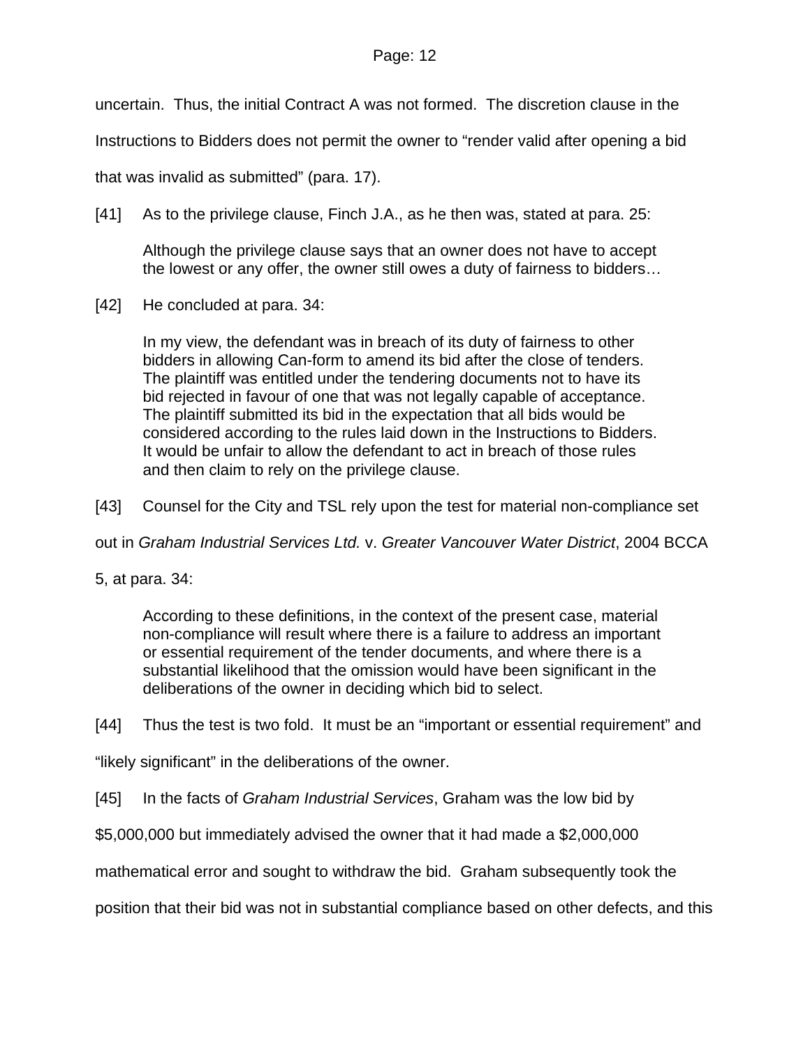uncertain. Thus, the initial Contract A was not formed. The discretion clause in the Instructions to Bidders does not permit the owner to "render valid after opening a bid that was invalid as submitted" (para. 17).

[41] As to the privilege clause, Finch J.A., as he then was, stated at para. 25:

> Although the privilege clause says that an owner does not have to accept the lowest or any offer, the owner still owes a duty of fairness to bidders…

[42] He concluded at para. 34:

> In my view, the defendant was in breach of its duty of fairness to other bidders in allowing Can-form to amend its bid after the close of tenders. The plaintiff was entitled under the tendering documents not to have its bid rejected in favour of one that was not legally capable of acceptance. The plaintiff submitted its bid in the expectation that all bids would be considered according to the rules laid down in the Instructions to Bidders. It would be unfair to allow the defendant to act in breach of those rules and then claim to rely on the privilege clause.

[43] Counsel for the City and TSL rely upon the test for material non-compliance set out in *Graham Industrial Services Ltd.* v. *Greater Vancouver Water District*, 2004 BCCA 5, at para. 34:

> According to these definitions, in the context of the present case, material non-compliance will result where there is a failure to address an important or essential requirement of the tender documents, and where there is a substantial likelihood that the omission would have been significant in the deliberations of the owner in deciding which bid to select.

[44] Thus the test is two fold. It must be an "important or essential requirement" and "likely significant" in the deliberations of the owner.

[45] In the facts of *Graham Industrial Services*, Graham was the low bid by $5,000,000 but immediately advised the owner that it had made a $2,000,000 mathematical error and sought to withdraw the bid. Graham subsequently took the position that their bid was not in substantial compliance based on other defects, and this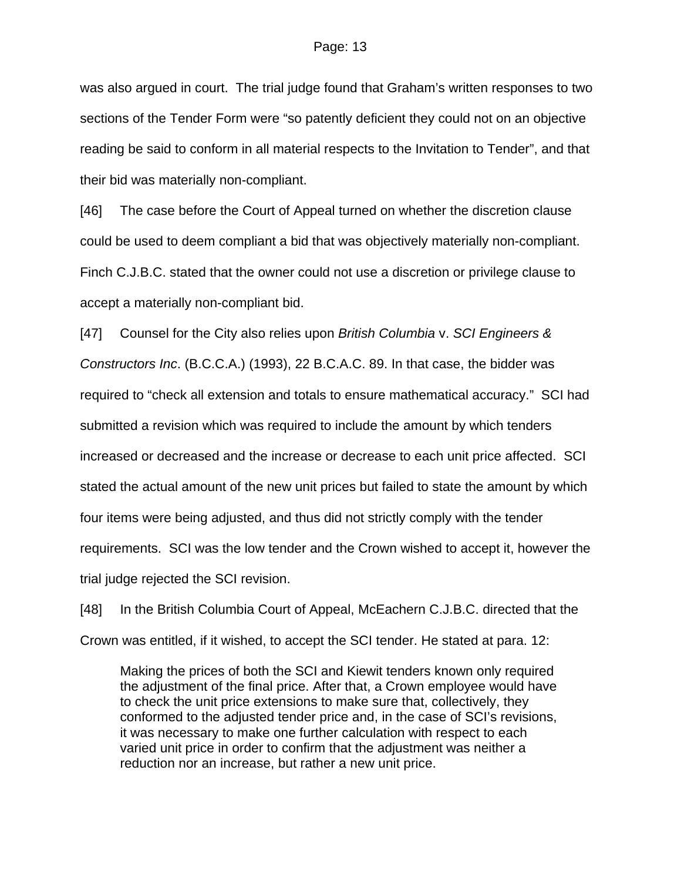was also argued in court. The trial judge found that Graham's written responses to two sections of the Tender Form were "so patently deficient they could not on an objective reading be said to conform in all material respects to the Invitation to Tender", and that their bid was materially non-compliant.

[46] The case before the Court of Appeal turned on whether the discretion clause could be used to deem compliant a bid that was objectively materially non-compliant. Finch C.J.B.C. stated that the owner could not use a discretion or privilege clause to accept a materially non-compliant bid.

[47] Counsel for the City also relies upon *British Columbia* v. *SCI Engineers & Constructors Inc*. (B.C.C.A.) (1993), 22 B.C.A.C. 89. In that case, the bidder was required to "check all extension and totals to ensure mathematical accuracy." SCI had submitted a revision which was required to include the amount by which tenders increased or decreased and the increase or decrease to each unit price affected. SCI stated the actual amount of the new unit prices but failed to state the amount by which four items were being adjusted, and thus did not strictly comply with the tender requirements. SCI was the low tender and the Crown wished to accept it, however the trial judge rejected the SCI revision.

[48] In the British Columbia Court of Appeal, McEachern C.J.B.C. directed that the Crown was entitled, if it wished, to accept the SCI tender. He stated at para. 12:

> Making the prices of both the SCI and Kiewit tenders known only required the adjustment of the final price. After that, a Crown employee would have to check the unit price extensions to make sure that, collectively, they conformed to the adjusted tender price and, in the case of SCI's revisions, it was necessary to make one further calculation with respect to each varied unit price in order to confirm that the adjustment was neither a reduction nor an increase, but rather a new unit price.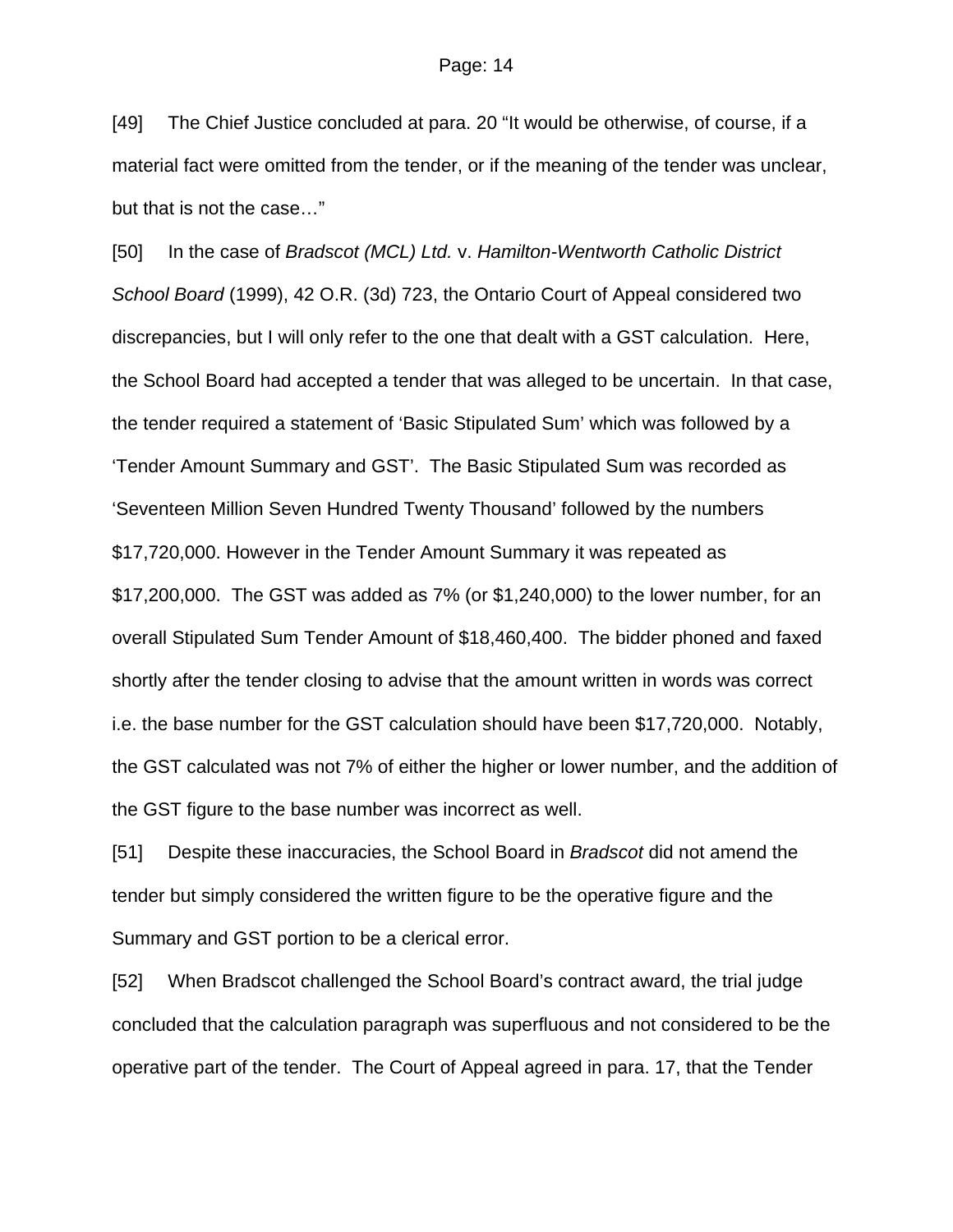[49] The Chief Justice concluded at para. 20 “It would be otherwise, of course, if a material fact were omitted from the tender, or if the meaning of the tender was unclear, but that is not the case…”

[50] In the case of *Bradscot (MCL) Ltd.* v. *Hamilton-Wentworth Catholic District School Board* (1999), 42 O.R. (3d) 723, the Ontario Court of Appeal considered two discrepancies, but I will only refer to the one that dealt with a GST calculation. Here, the School Board had accepted a tender that was alleged to be uncertain. In that case, the tender required a statement of ‘Basic Stipulated Sum’ which was followed by a ‘Tender Amount Summary and GST’. The Basic Stipulated Sum was recorded as ‘Seventeen Million Seven Hundred Twenty Thousand’ followed by the numbers $17,720,000. However in the Tender Amount Summary it was repeated as $17,200,000. The GST was added as 7% (or $1,240,000) to the lower number, for an overall Stipulated Sum Tender Amount of $18,460,400. The bidder phoned and faxed shortly after the tender closing to advise that the amount written in words was correct i.e. the base number for the GST calculation should have been $17,720,000. Notably, the GST calculated was not 7% of either the higher or lower number, and the addition of the GST figure to the base number was incorrect as well.

[51] Despite these inaccuracies, the School Board in *Bradscot* did not amend the tender but simply considered the written figure to be the operative figure and the Summary and GST portion to be a clerical error.

[52] When Bradscot challenged the School Board’s contract award, the trial judge concluded that the calculation paragraph was superfluous and not considered to be the operative part of the tender. The Court of Appeal agreed in para. 17, that the Tender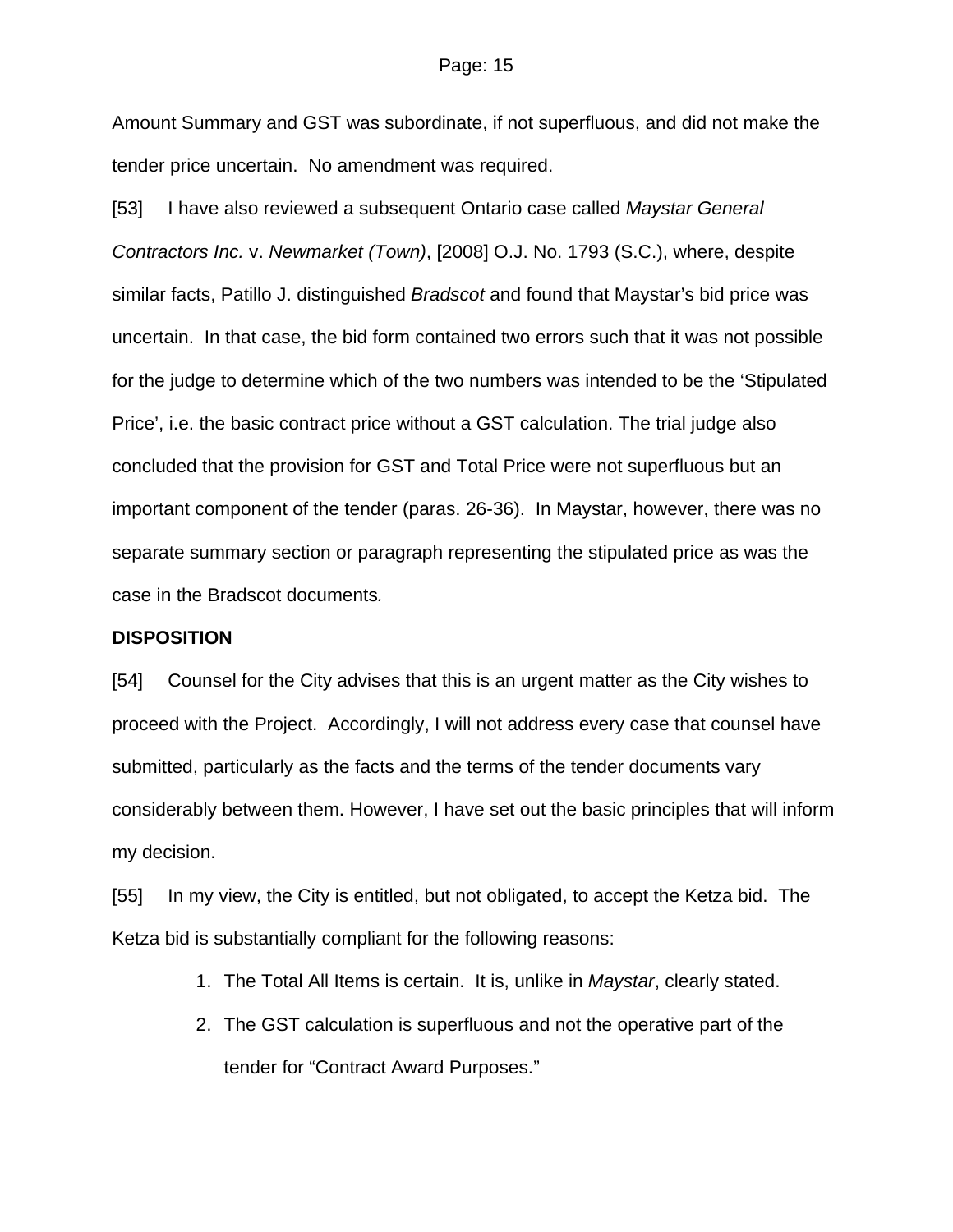Amount Summary and GST was subordinate, if not superfluous, and did not make the tender price uncertain. No amendment was required.

[53] I have also reviewed a subsequent Ontario case called *Maystar General Contractors Inc.* v. *Newmarket (Town)*, [2008] O.J. No. 1793 (S.C.), where, despite similar facts, Patillo J. distinguished *Bradscot* and found that Maystar's bid price was uncertain. In that case, the bid form contained two errors such that it was not possible for the judge to determine which of the two numbers was intended to be the 'Stipulated Price', i.e. the basic contract price without a GST calculation. The trial judge also concluded that the provision for GST and Total Price were not superfluous but an important component of the tender (paras. 26-36). In Maystar, however, there was no separate summary section or paragraph representing the stipulated price as was the case in the Bradscot documents*.*

**DISPOSITION**

[54] Counsel for the City advises that this is an urgent matter as the City wishes to proceed with the Project. Accordingly, I will not address every case that counsel have submitted, particularly as the facts and the terms of the tender documents vary considerably between them. However, I have set out the basic principles that will inform my decision.

[55] In my view, the City is entitled, but not obligated, to accept the Ketza bid. The Ketza bid is substantially compliant for the following reasons:

1. The Total All Items is certain. It is, unlike in *Maystar*, clearly stated.
2. The GST calculation is superfluous and not the operative part of the tender for "Contract Award Purposes."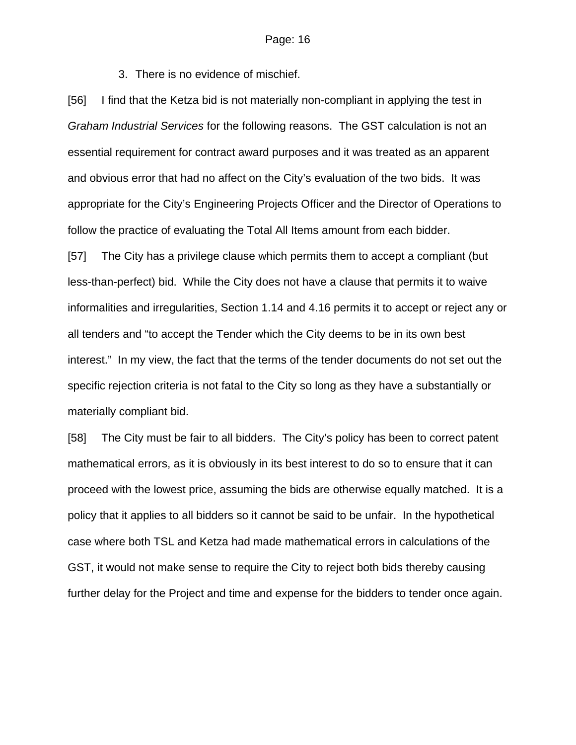3. There is no evidence of mischief.

[56] I find that the Ketza bid is not materially non-compliant in applying the test in *Graham Industrial Services* for the following reasons. The GST calculation is not an essential requirement for contract award purposes and it was treated as an apparent and obvious error that had no affect on the City's evaluation of the two bids. It was appropriate for the City's Engineering Projects Officer and the Director of Operations to follow the practice of evaluating the Total All Items amount from each bidder.

[57] The City has a privilege clause which permits them to accept a compliant (but less-than-perfect) bid. While the City does not have a clause that permits it to waive informalities and irregularities, Section 1.14 and 4.16 permits it to accept or reject any or all tenders and "to accept the Tender which the City deems to be in its own best interest." In my view, the fact that the terms of the tender documents do not set out the specific rejection criteria is not fatal to the City so long as they have a substantially or materially compliant bid.

[58] The City must be fair to all bidders. The City's policy has been to correct patent mathematical errors, as it is obviously in its best interest to do so to ensure that it can proceed with the lowest price, assuming the bids are otherwise equally matched. It is a policy that it applies to all bidders so it cannot be said to be unfair. In the hypothetical case where both TSL and Ketza had made mathematical errors in calculations of the GST, it would not make sense to require the City to reject both bids thereby causing further delay for the Project and time and expense for the bidders to tender once again.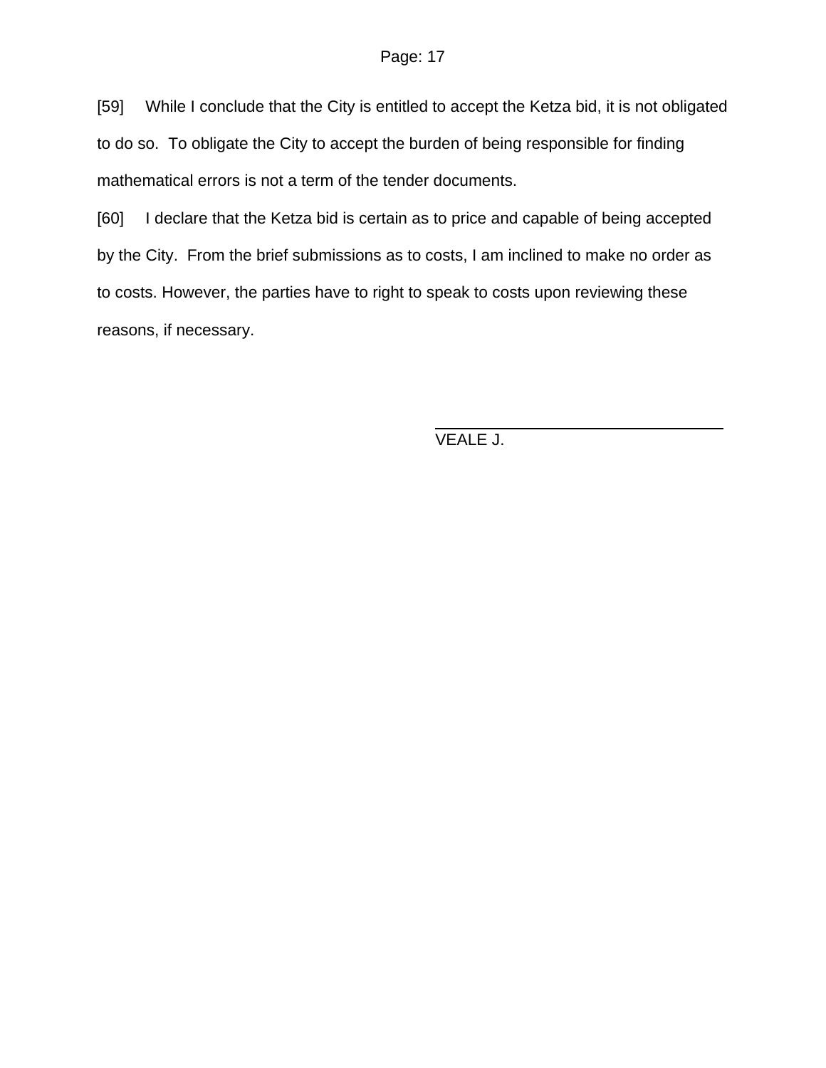[59] While I conclude that the City is entitled to accept the Ketza bid, it is not obligated to do so. To obligate the City to accept the burden of being responsible for finding mathematical errors is not a term of the tender documents.

[60] I declare that the Ketza bid is certain as to price and capable of being accepted by the City. From the brief submissions as to costs, I am inclined to make no order as to costs. However, the parties have to right to speak to costs upon reviewing these reasons, if necessary.

VEALE J.